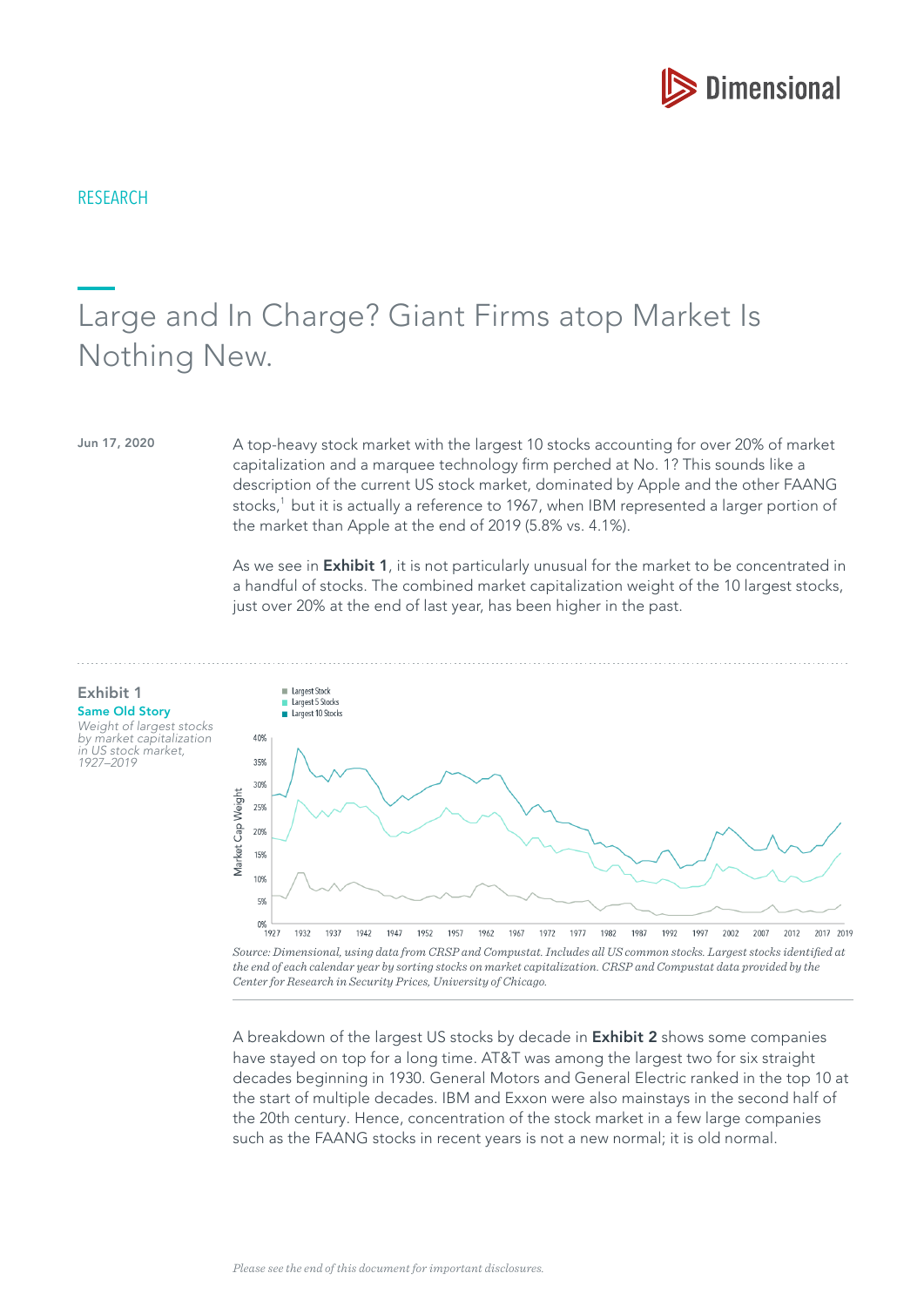RESEARCH

# Large and In Charge? Giant Firms atop Market Is Nothing New.

Jun 17, 2020

A top-heavy stock market with the largest 10 stocks accounting for over 20% of market capitalization and a marquee technology firm perched at No. 1? This sounds like a description of the current US stock market, dominated by Apple and the other FAANG stocks,[1] but it is actually a reference to 1967, when IBM represented a larger portion of the market than Apple at the end of 2019 (5.8% vs. 4.1%).

As we see in **Exhibit 1**, it is not particularly unusual for the market to be concentrated in a handful of stocks. The combined market capitalization weight of the 10 largest stocks, just over 20% at the end of last year, has been higher in the past.

### Exhibit 1

**Same Old Story**

*Weight of largest stocks by market capitalization in US stock market, 1927–2019*

*Source: Dimensional, using data from CRSP and Compustat. Includes all US common stocks. Largest stocks identified at the end of each calendar year by sorting stocks on market capitalization. CRSP and Compustat data provided by the Center for Research in Security Prices, University of Chicago.*

A breakdown of the largest US stocks by decade in **Exhibit 2** shows some companies have stayed on top for a long time. AT&T was among the largest two for six straight decades beginning in 1930. General Motors and General Electric ranked in the top 10 at the start of multiple decades. IBM and Exxon were also mainstays in the second half of the 20th century. Hence, concentration of the stock market in a few large companies such as the FAANG stocks in recent years is not a new normal; it is old normal.

*Please see the end of this document for important disclosures.*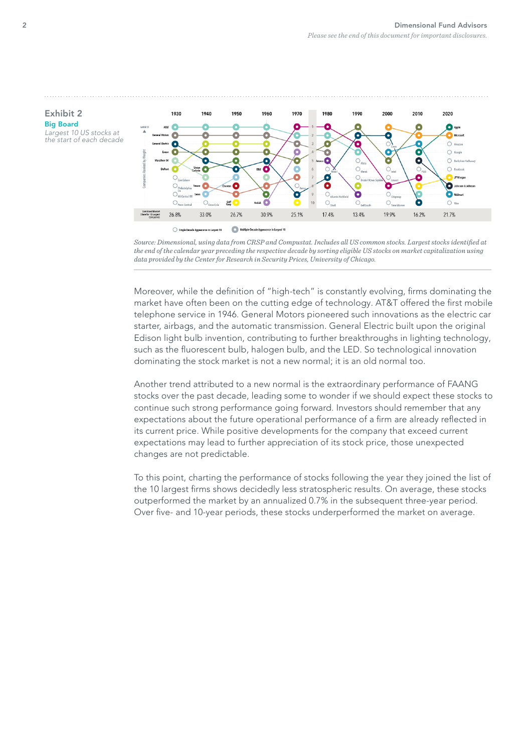## Exhibit 2

**Big Board**

*Largest 10 US stocks at the start of each decade*

*Source: Dimensional, using data from CRSP and Compustat. Includes all US common stocks. Largest stocks identified at the end of the calendar year preceding the respective decade by sorting eligible US stocks on market capitalization using data provided by the Center for Research in Security Prices, University of Chicago.*

Moreover, while the definition of "high-tech" is constantly evolving, firms dominating the market have often been on the cutting edge of technology. AT&T offered the first mobile telephone service in 1946. General Motors pioneered such innovations as the electric car starter, airbags, and the automatic transmission. General Electric built upon the original Edison light bulb invention, contributing to further breakthroughs in lighting technology, such as the fluorescent bulb, halogen bulb, and the LED. So technological innovation dominating the stock market is not a new normal; it is an old normal too.

Another trend attributed to a new normal is the extraordinary performance of FAANG stocks over the past decade, leading some to wonder if we should expect these stocks to continue such strong performance going forward. Investors should remember that any expectations about the future operational performance of a firm are already reflected in its current price. While positive developments for the company that exceed current expectations may lead to further appreciation of its stock price, those unexpected changes are not predictable.

To this point, charting the performance of stocks following the year they joined the list of the 10 largest firms shows decidedly less stratospheric results. On average, these stocks outperformed the market by an annualized 0.7% in the subsequent three-year period. Over five- and 10-year periods, these stocks underperformed the market on average.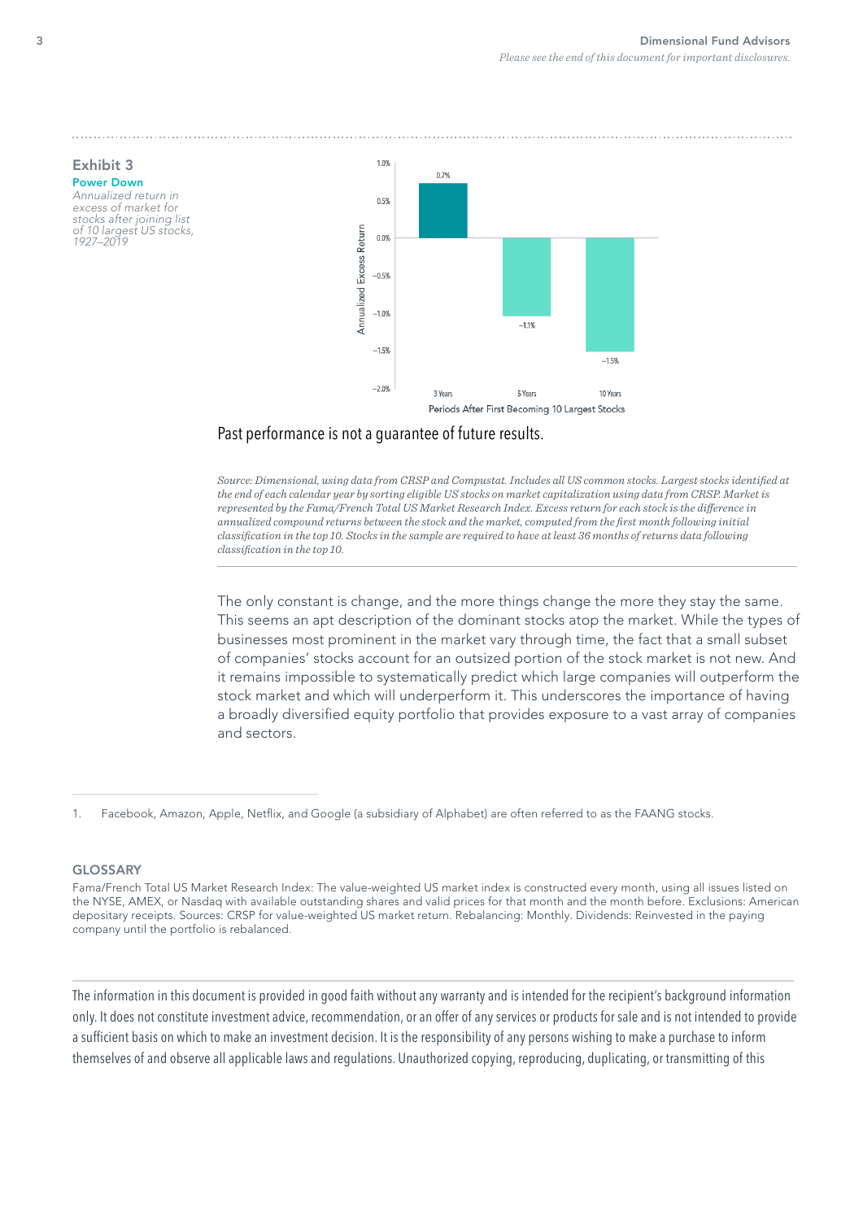### Exhibit 3

**Power Down**

*Annualized return in excess of market for stocks after joining list of 10 largest US stocks, 1927–2019*

| Periods After First Becoming 10 Largest Stocks | Annualized Excess Return |
| --- | --- |
| 3 Years | 0.7% |
| 5 Years | −1.1% |
| 10 Years | −1.5% |

Past performance is not a guarantee of future results.

*Source: Dimensional, using data from CRSP and Compustat. Includes all US common stocks. Largest stocks identified at the end of each calendar year by sorting eligible US stocks on market capitalization using data from CRSP. Market is represented by the Fama/French Total US Market Research Index. Excess return for each stock is the difference in annualized compound returns between the stock and the market, computed from the first month following initial classification in the top 10. Stocks in the sample are required to have at least 36 months of returns data following classification in the top 10.*

The only constant is change, and the more things change the more they stay the same. This seems an apt description of the dominant stocks atop the market. While the types of businesses most prominent in the market vary through time, the fact that a small subset of companies' stocks account for an outsized portion of the stock market is not new. And it remains impossible to systematically predict which large companies will outperform the stock market and which will underperform it. This underscores the importance of having a broadly diversified equity portfolio that provides exposure to a vast array of companies and sectors.

---

1. Facebook, Amazon, Apple, Netflix, and Google (a subsidiary of Alphabet) are often referred to as the FAANG stocks.

## GLOSSARY

Fama/French Total US Market Research Index: The value-weighted US market index is constructed every month, using all issues listed on the NYSE, AMEX, or Nasdaq with available outstanding shares and valid prices for that month and the month before. Exclusions: American depositary receipts. Sources: CRSP for value-weighted US market return. Rebalancing: Monthly. Dividends: Reinvested in the paying company until the portfolio is rebalanced.

---

The information in this document is provided in good faith without any warranty and is intended for the recipient's background information only. It does not constitute investment advice, recommendation, or an offer of any services or products for sale and is not intended to provide a sufficient basis on which to make an investment decision. It is the responsibility of any persons wishing to make a purchase to inform themselves of and observe all applicable laws and regulations. Unauthorized copying, reproducing, duplicating, or transmitting of this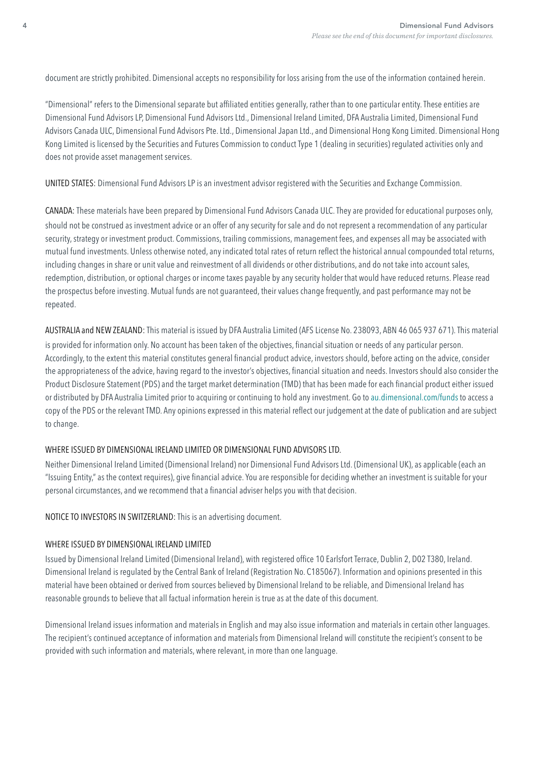document are strictly prohibited. Dimensional accepts no responsibility for loss arising from the use of the information contained herein.

"Dimensional" refers to the Dimensional separate but affiliated entities generally, rather than to one particular entity. These entities are Dimensional Fund Advisors LP, Dimensional Fund Advisors Ltd., Dimensional Ireland Limited, DFA Australia Limited, Dimensional Fund Advisors Canada ULC, Dimensional Fund Advisors Pte. Ltd., Dimensional Japan Ltd., and Dimensional Hong Kong Limited. Dimensional Hong Kong Limited is licensed by the Securities and Futures Commission to conduct Type 1 (dealing in securities) regulated activities only and does not provide asset management services.

UNITED STATES: Dimensional Fund Advisors LP is an investment advisor registered with the Securities and Exchange Commission.

CANADA: These materials have been prepared by Dimensional Fund Advisors Canada ULC. They are provided for educational purposes only, should not be construed as investment advice or an offer of any security for sale and do not represent a recommendation of any particular security, strategy or investment product. Commissions, trailing commissions, management fees, and expenses all may be associated with mutual fund investments. Unless otherwise noted, any indicated total rates of return reflect the historical annual compounded total returns, including changes in share or unit value and reinvestment of all dividends or other distributions, and do not take into account sales, redemption, distribution, or optional charges or income taxes payable by any security holder that would have reduced returns. Please read the prospectus before investing. Mutual funds are not guaranteed, their values change frequently, and past performance may not be repeated.

AUSTRALIA and NEW ZEALAND: This material is issued by DFA Australia Limited (AFS License No. 238093, ABN 46 065 937 671). This material is provided for information only. No account has been taken of the objectives, financial situation or needs of any particular person. Accordingly, to the extent this material constitutes general financial product advice, investors should, before acting on the advice, consider the appropriateness of the advice, having regard to the investor's objectives, financial situation and needs. Investors should also consider the Product Disclosure Statement (PDS) and the target market determination (TMD) that has been made for each financial product either issued or distributed by DFA Australia Limited prior to acquiring or continuing to hold any investment. Go to au.dimensional.com/funds to access a copy of the PDS or the relevant TMD. Any opinions expressed in this material reflect our judgement at the date of publication and are subject to change.

WHERE ISSUED BY DIMENSIONAL IRELAND LIMITED OR DIMENSIONAL FUND ADVISORS LTD.

Neither Dimensional Ireland Limited (Dimensional Ireland) nor Dimensional Fund Advisors Ltd. (Dimensional UK), as applicable (each an "Issuing Entity," as the context requires), give financial advice. You are responsible for deciding whether an investment is suitable for your personal circumstances, and we recommend that a financial adviser helps you with that decision.

NOTICE TO INVESTORS IN SWITZERLAND: This is an advertising document.

WHERE ISSUED BY DIMENSIONAL IRELAND LIMITED

Issued by Dimensional Ireland Limited (Dimensional Ireland), with registered office 10 Earlsfort Terrace, Dublin 2, D02 T380, Ireland. Dimensional Ireland is regulated by the Central Bank of Ireland (Registration No. C185067). Information and opinions presented in this material have been obtained or derived from sources believed by Dimensional Ireland to be reliable, and Dimensional Ireland has reasonable grounds to believe that all factual information herein is true as at the date of this document.

Dimensional Ireland issues information and materials in English and may also issue information and materials in certain other languages. The recipient's continued acceptance of information and materials from Dimensional Ireland will constitute the recipient's consent to be provided with such information and materials, where relevant, in more than one language.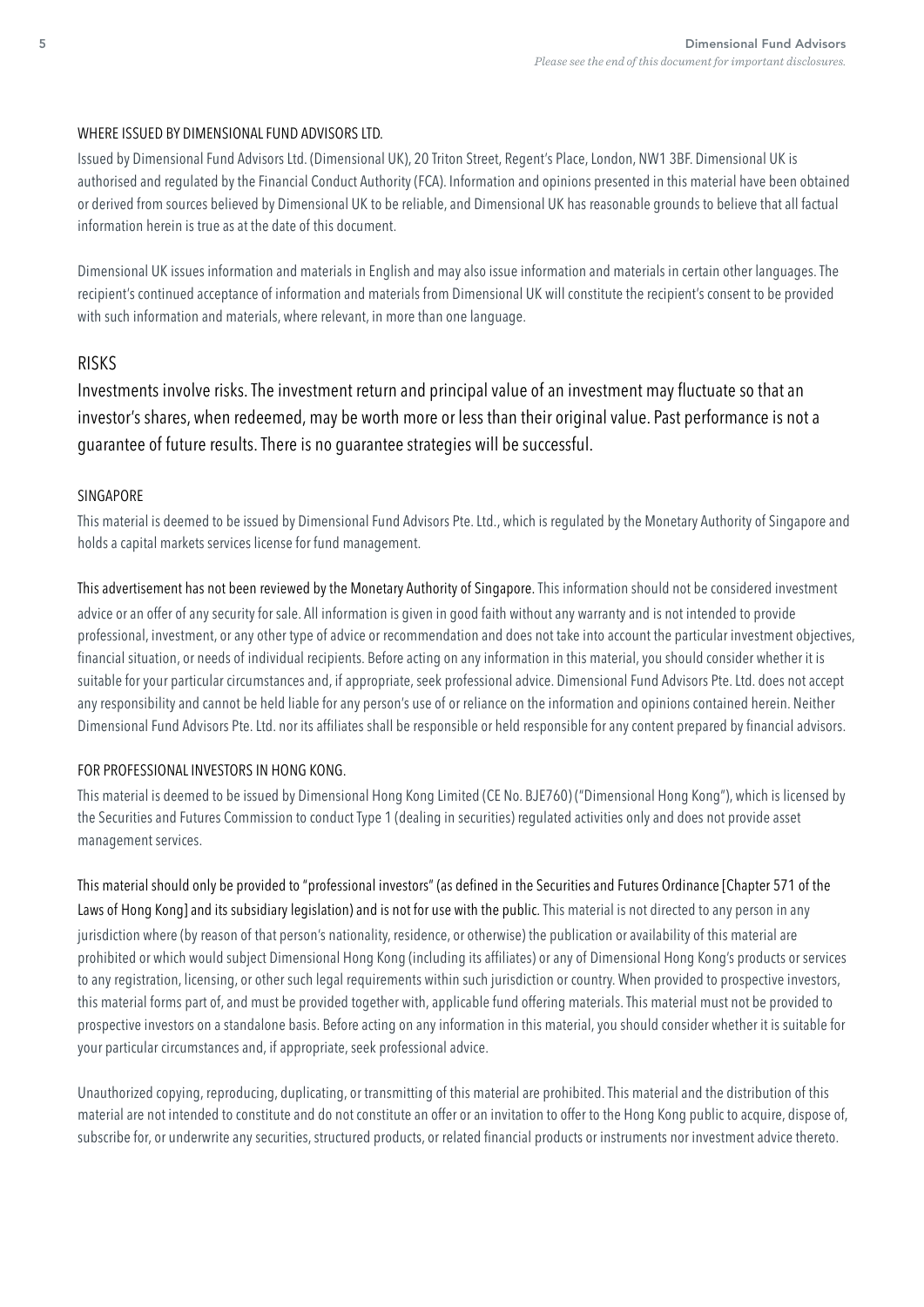#### WHERE ISSUED BY DIMENSIONAL FUND ADVISORS LTD.

Issued by Dimensional Fund Advisors Ltd. (Dimensional UK), 20 Triton Street, Regent's Place, London, NW1 3BF. Dimensional UK is authorised and regulated by the Financial Conduct Authority (FCA). Information and opinions presented in this material have been obtained or derived from sources believed by Dimensional UK to be reliable, and Dimensional UK has reasonable grounds to believe that all factual information herein is true as at the date of this document.

Dimensional UK issues information and materials in English and may also issue information and materials in certain other languages. The recipient's continued acceptance of information and materials from Dimensional UK will constitute the recipient's consent to be provided with such information and materials, where relevant, in more than one language.

## RISKS

Investments involve risks. The investment return and principal value of an investment may fluctuate so that an investor's shares, when redeemed, may be worth more or less than their original value. Past performance is not a guarantee of future results. There is no guarantee strategies will be successful.

#### SINGAPORE

This material is deemed to be issued by Dimensional Fund Advisors Pte. Ltd., which is regulated by the Monetary Authority of Singapore and holds a capital markets services license for fund management.

This advertisement has not been reviewed by the Monetary Authority of Singapore. This information should not be considered investment advice or an offer of any security for sale. All information is given in good faith without any warranty and is not intended to provide professional, investment, or any other type of advice or recommendation and does not take into account the particular investment objectives, financial situation, or needs of individual recipients. Before acting on any information in this material, you should consider whether it is suitable for your particular circumstances and, if appropriate, seek professional advice. Dimensional Fund Advisors Pte. Ltd. does not accept any responsibility and cannot be held liable for any person's use of or reliance on the information and opinions contained herein. Neither Dimensional Fund Advisors Pte. Ltd. nor its affiliates shall be responsible or held responsible for any content prepared by financial advisors.

#### FOR PROFESSIONAL INVESTORS IN HONG KONG.

This material is deemed to be issued by Dimensional Hong Kong Limited (CE No. BJE760) ("Dimensional Hong Kong"), which is licensed by the Securities and Futures Commission to conduct Type 1 (dealing in securities) regulated activities only and does not provide asset management services.

This material should only be provided to "professional investors" (as defined in the Securities and Futures Ordinance [Chapter 571 of the Laws of Hong Kong] and its subsidiary legislation) and is not for use with the public. This material is not directed to any person in any jurisdiction where (by reason of that person's nationality, residence, or otherwise) the publication or availability of this material are prohibited or which would subject Dimensional Hong Kong (including its affiliates) or any of Dimensional Hong Kong's products or services to any registration, licensing, or other such legal requirements within such jurisdiction or country. When provided to prospective investors, this material forms part of, and must be provided together with, applicable fund offering materials. This material must not be provided to prospective investors on a standalone basis. Before acting on any information in this material, you should consider whether it is suitable for your particular circumstances and, if appropriate, seek professional advice.

Unauthorized copying, reproducing, duplicating, or transmitting of this material are prohibited. This material and the distribution of this material are not intended to constitute and do not constitute an offer or an invitation to offer to the Hong Kong public to acquire, dispose of, subscribe for, or underwrite any securities, structured products, or related financial products or instruments nor investment advice thereto.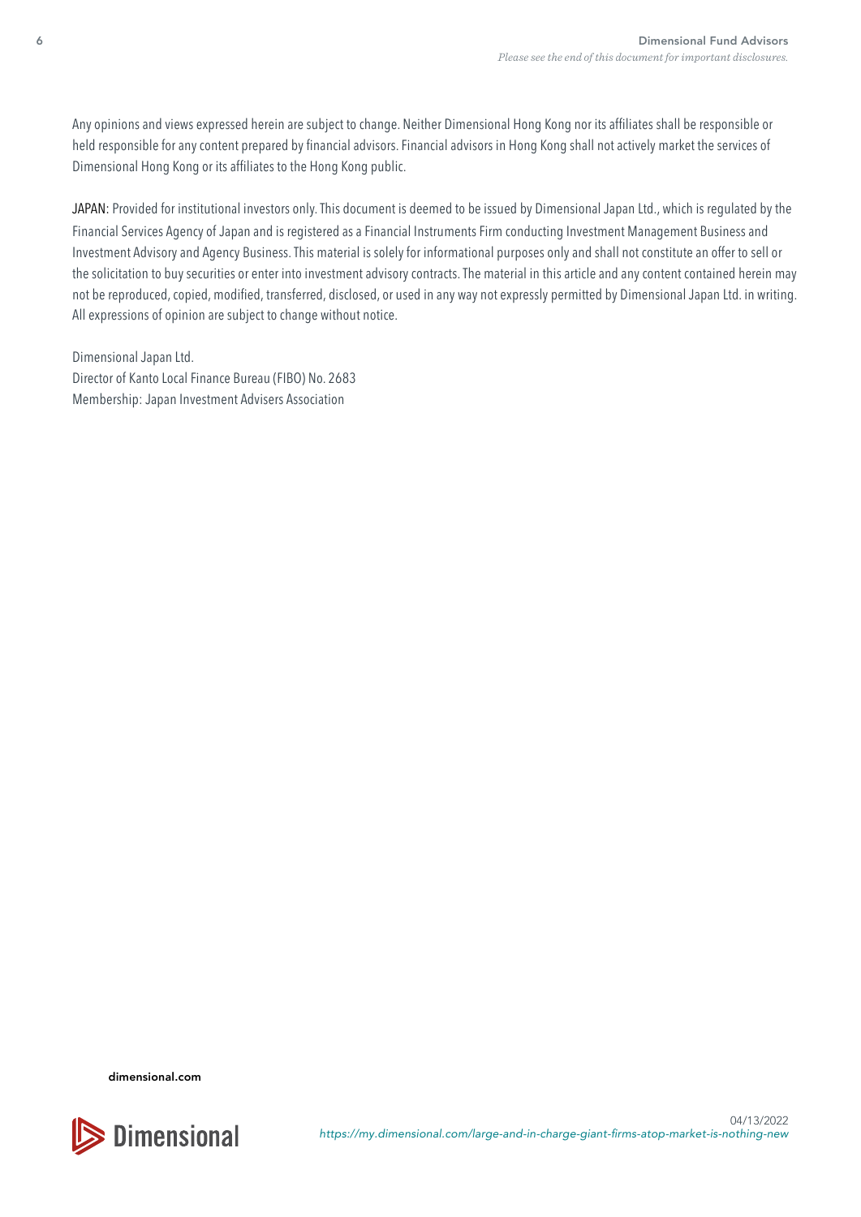Any opinions and views expressed herein are subject to change. Neither Dimensional Hong Kong nor its affiliates shall be responsible or held responsible for any content prepared by financial advisors. Financial advisors in Hong Kong shall not actively market the services of Dimensional Hong Kong or its affiliates to the Hong Kong public.

JAPAN: Provided for institutional investors only. This document is deemed to be issued by Dimensional Japan Ltd., which is regulated by the Financial Services Agency of Japan and is registered as a Financial Instruments Firm conducting Investment Management Business and Investment Advisory and Agency Business. This material is solely for informational purposes only and shall not constitute an offer to sell or the solicitation to buy securities or enter into investment advisory contracts. The material in this article and any content contained herein may not be reproduced, copied, modified, transferred, disclosed, or used in any way not expressly permitted by Dimensional Japan Ltd. in writing. All expressions of opinion are subject to change without notice.

Dimensional Japan Ltd.  
Director of Kanto Local Finance Bureau (FIBO) No. 2683  
Membership: Japan Investment Advisers Association

dimensional.com

04/13/2022  
https://my.dimensional.com/large-and-in-charge-giant-firms-atop-market-is-nothing-new